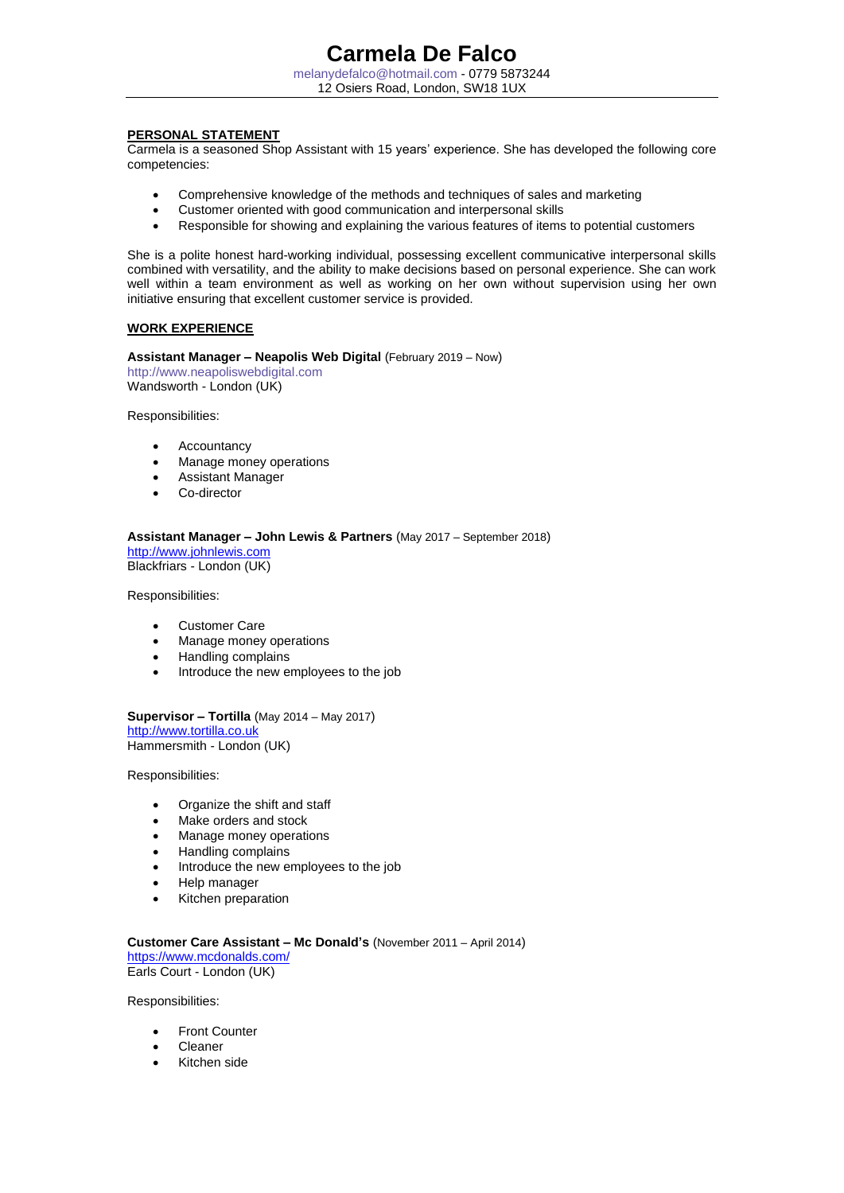# Carmela De Falco

melanydefalco@hotmail.com - 0779 5873244
12 Osiers Road, London, SW18 1UX

## PERSONAL STATEMENT

Carmela is a seasoned Shop Assistant with 15 years' experience. She has developed the following core competencies:

- Comprehensive knowledge of the methods and techniques of sales and marketing
- Customer oriented with good communication and interpersonal skills
- Responsible for showing and explaining the various features of items to potential customers

She is a polite honest hard-working individual, possessing excellent communicative interpersonal skills combined with versatility, and the ability to make decisions based on personal experience. She can work well within a team environment as well as working on her own without supervision using her own initiative ensuring that excellent customer service is provided.

## WORK EXPERIENCE

**Assistant Manager – Neapolis Web Digital** (February 2019 – Now)
http://www.neapoliswebdigital.com
Wandsworth - London (UK)

Responsibilities:

- Accountancy
- Manage money operations
- Assistant Manager
- Co-director

**Assistant Manager – John Lewis & Partners** (May 2017 – September 2018)
http://www.johnlewis.com
Blackfriars - London (UK)

Responsibilities:

- Customer Care
- Manage money operations
- Handling complains
- Introduce the new employees to the job

**Supervisor – Tortilla** (May 2014 – May 2017)
http://www.tortilla.co.uk
Hammersmith - London (UK)

Responsibilities:

- Organize the shift and staff
- Make orders and stock
- Manage money operations
- Handling complains
- Introduce the new employees to the job
- Help manager
- Kitchen preparation

**Customer Care Assistant – Mc Donald's** (November 2011 – April 2014)
https://www.mcdonalds.com/
Earls Court - London (UK)

Responsibilities:

- Front Counter
- Cleaner
- Kitchen side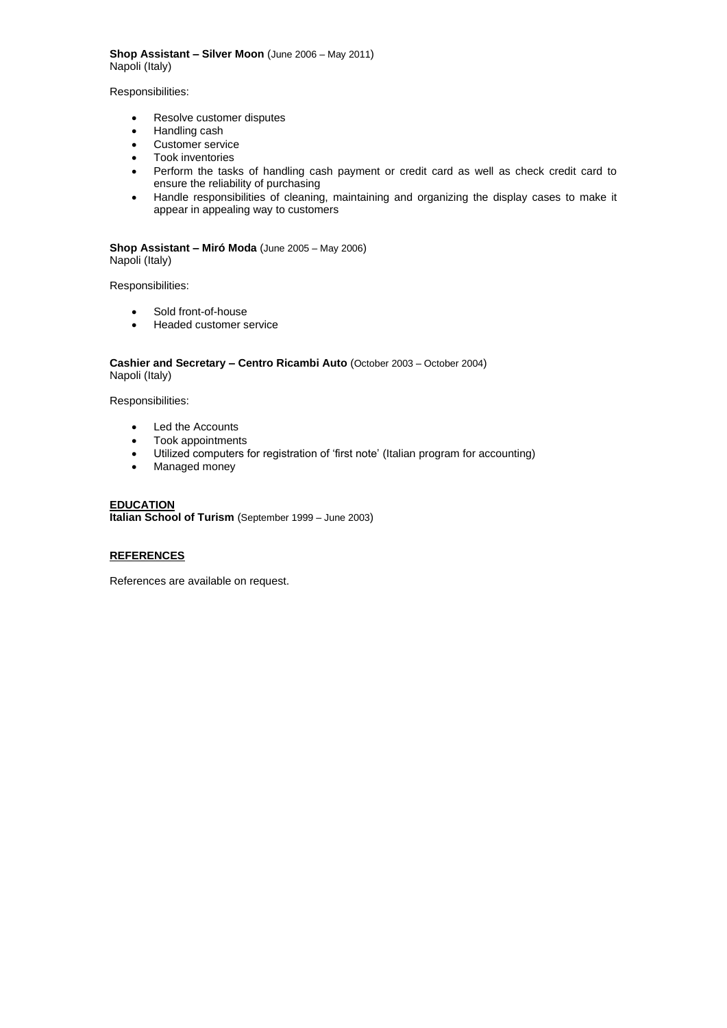**Shop Assistant – Silver Moon** (June 2006 – May 2011)
Napoli (Italy)

Responsibilities:

- Resolve customer disputes
- Handling cash
- Customer service
- Took inventories
- Perform the tasks of handling cash payment or credit card as well as check credit card to ensure the reliability of purchasing
- Handle responsibilities of cleaning, maintaining and organizing the display cases to make it appear in appealing way to customers

**Shop Assistant – Miró Moda** (June 2005 – May 2006)
Napoli (Italy)

Responsibilities:

- Sold front-of-house
- Headed customer service

**Cashier and Secretary – Centro Ricambi Auto** (October 2003 – October 2004)
Napoli (Italy)

Responsibilities:

- Led the Accounts
- Took appointments
- Utilized computers for registration of 'first note' (Italian program for accounting)
- Managed money

## EDUCATION

**Italian School of Turism** (September 1999 – June 2003)

## REFERENCES

References are available on request.